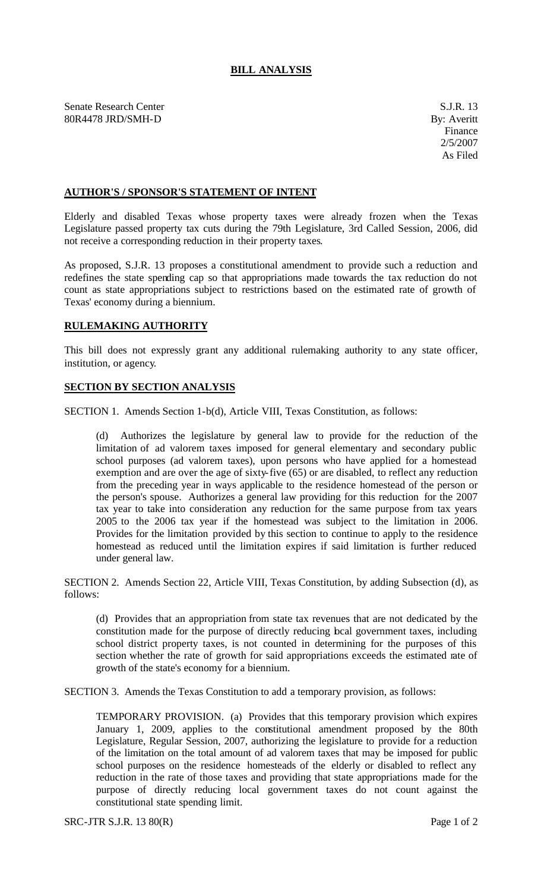## BILL ANALYSIS

Senate Research Center
80R4478 JRD/SMH-D

S.J.R. 13
By: Averitt
Finance
2/5/2007
As Filed

### AUTHOR'S / SPONSOR'S STATEMENT OF INTENT

Elderly and disabled Texas whose property taxes were already frozen when the Texas Legislature passed property tax cuts during the 79th Legislature, 3rd Called Session, 2006, did not receive a corresponding reduction in their property taxes.

As proposed, S.J.R. 13 proposes a constitutional amendment to provide such a reduction and redefines the state spending cap so that appropriations made towards the tax reduction do not count as state appropriations subject to restrictions based on the estimated rate of growth of Texas' economy during a biennium.

### RULEMAKING AUTHORITY

This bill does not expressly grant any additional rulemaking authority to any state officer, institution, or agency.

### SECTION BY SECTION ANALYSIS

SECTION 1. Amends Section 1-b(d), Article VIII, Texas Constitution, as follows:

> (d) Authorizes the legislature by general law to provide for the reduction of the limitation of ad valorem taxes imposed for general elementary and secondary public school purposes (ad valorem taxes), upon persons who have applied for a homestead exemption and are over the age of sixty-five (65) or are disabled, to reflect any reduction from the preceding year in ways applicable to the residence homestead of the person or the person's spouse. Authorizes a general law providing for this reduction for the 2007 tax year to take into consideration any reduction for the same purpose from tax years 2005 to the 2006 tax year if the homestead was subject to the limitation in 2006. Provides for the limitation provided by this section to continue to apply to the residence homestead as reduced until the limitation expires if said limitation is further reduced under general law.

SECTION 2. Amends Section 22, Article VIII, Texas Constitution, by adding Subsection (d), as follows:

> (d) Provides that an appropriation from state tax revenues that are not dedicated by the constitution made for the purpose of directly reducing local government taxes, including school district property taxes, is not counted in determining for the purposes of this section whether the rate of growth for said appropriations exceeds the estimated rate of growth of the state's economy for a biennium.

SECTION 3. Amends the Texas Constitution to add a temporary provision, as follows:

> TEMPORARY PROVISION. (a) Provides that this temporary provision which expires January 1, 2009, applies to the constitutional amendment proposed by the 80th Legislature, Regular Session, 2007, authorizing the legislature to provide for a reduction of the limitation on the total amount of ad valorem taxes that may be imposed for public school purposes on the residence homesteads of the elderly or disabled to reflect any reduction in the rate of those taxes and providing that state appropriations made for the purpose of directly reducing local government taxes do not count against the constitutional state spending limit.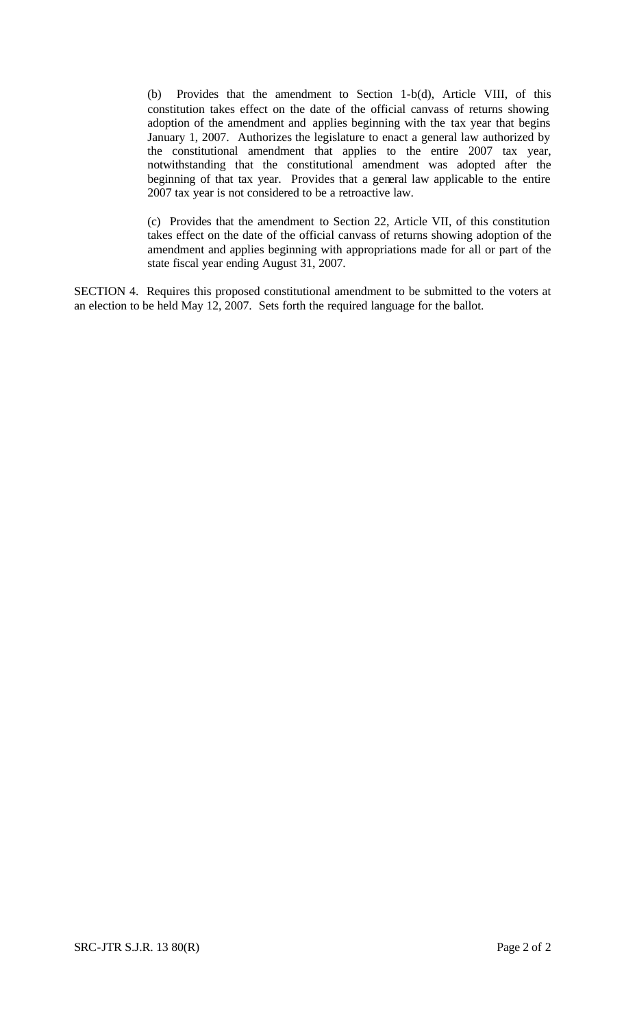(b) Provides that the amendment to Section 1-b(d), Article VIII, of this constitution takes effect on the date of the official canvass of returns showing adoption of the amendment and applies beginning with the tax year that begins January 1, 2007. Authorizes the legislature to enact a general law authorized by the constitutional amendment that applies to the entire 2007 tax year, notwithstanding that the constitutional amendment was adopted after the beginning of that tax year. Provides that a general law applicable to the entire 2007 tax year is not considered to be a retroactive law.

(c) Provides that the amendment to Section 22, Article VII, of this constitution takes effect on the date of the official canvass of returns showing adoption of the amendment and applies beginning with appropriations made for all or part of the state fiscal year ending August 31, 2007.

SECTION 4. Requires this proposed constitutional amendment to be submitted to the voters at an election to be held May 12, 2007. Sets forth the required language for the ballot.